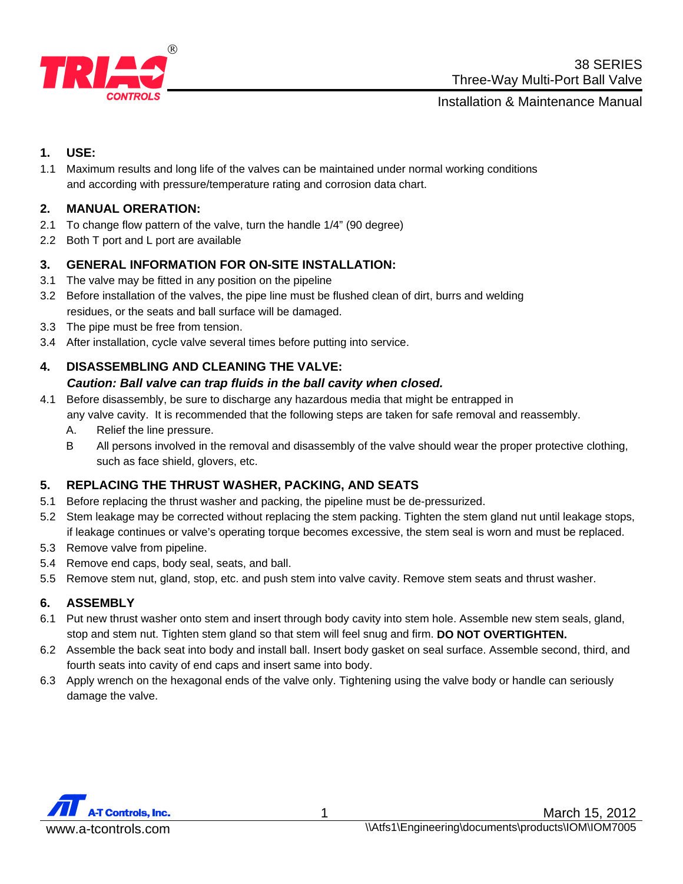# 38 SERIES
## Three-Way Multi-Port Ball Valve
## Installation & Maintenance Manual

### 1. USE:

1.1 Maximum results and long life of the valves can be maintained under normal working conditions and according with pressure/temperature rating and corrosion data chart.

### 2. MANUAL ORERATION:

2.1 To change flow pattern of the valve, turn the handle 1/4" (90 degree)

2.2 Both T port and L port are available

### 3. GENERAL INFORMATION FOR ON-SITE INSTALLATION:

3.1 The valve may be fitted in any position on the pipeline

3.2 Before installation of the valves, the pipe line must be flushed clean of dirt, burrs and welding residues, or the seats and ball surface will be damaged.

3.3 The pipe must be free from tension.

3.4 After installation, cycle valve several times before putting into service.

### 4. DISASSEMBLING AND CLEANING THE VALVE:

***Caution: Ball valve can trap fluids in the ball cavity when closed.***

4.1 Before disassembly, be sure to discharge any hazardous media that might be entrapped in any valve cavity. It is recommended that the following steps are taken for safe removal and reassembly.

- A. Relief the line pressure.
- B All persons involved in the removal and disassembly of the valve should wear the proper protective clothing, such as face shield, glovers, etc.

### 5. REPLACING THE THRUST WASHER, PACKING, AND SEATS

5.1 Before replacing the thrust washer and packing, the pipeline must be de-pressurized.

5.2 Stem leakage may be corrected without replacing the stem packing. Tighten the stem gland nut until leakage stops, if leakage continues or valve's operating torque becomes excessive, the stem seal is worn and must be replaced.

5.3 Remove valve from pipeline.

5.4 Remove end caps, body seal, seats, and ball.

5.5 Remove stem nut, gland, stop, etc. and push stem into valve cavity. Remove stem seats and thrust washer.

### 6. ASSEMBLY

6.1 Put new thrust washer onto stem and insert through body cavity into stem hole. Assemble new stem seals, gland, stop and stem nut. Tighten stem gland so that stem will feel snug and firm. **DO NOT OVERTIGHTEN.**

6.2 Assemble the back seat into body and install ball. Insert body gasket on seal surface. Assemble second, third, and fourth seats into cavity of end caps and insert same into body.

6.3 Apply wrench on the hexagonal ends of the valve only. Tightening using the valve body or handle can seriously damage the valve.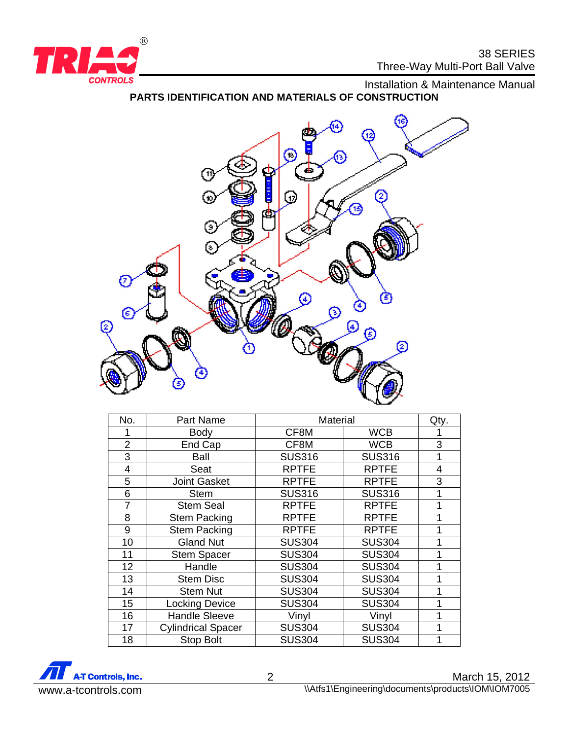## PARTS IDENTIFICATION AND MATERIALS OF CONSTRUCTION

| No. | Part Name | Material | | Qty. |
|---|---|---|---|---|
| 1 | Body | CF8M | WCB | 1 |
| 2 | End Cap | CF8M | WCB | 3 |
| 3 | Ball | SUS316 | SUS316 | 1 |
| 4 | Seat | RPTFE | RPTFE | 4 |
| 5 | Joint Gasket | RPTFE | RPTFE | 3 |
| 6 | Stem | SUS316 | SUS316 | 1 |
| 7 | Stem Seal | RPTFE | RPTFE | 1 |
| 8 | Stem Packing | RPTFE | RPTFE | 1 |
| 9 | Stem Packing | RPTFE | RPTFE | 1 |
| 10 | Gland Nut | SUS304 | SUS304 | 1 |
| 11 | Stem Spacer | SUS304 | SUS304 | 1 |
| 12 | Handle | SUS304 | SUS304 | 1 |
| 13 | Stem Disc | SUS304 | SUS304 | 1 |
| 14 | Stem Nut | SUS304 | SUS304 | 1 |
| 15 | Locking Device | SUS304 | SUS304 | 1 |
| 16 | Handle Sleeve | Vinyl | Vinyl | 1 |
| 17 | Cylindrical Spacer | SUS304 | SUS304 | 1 |
| 18 | Stop Bolt | SUS304 | SUS304 | 1 |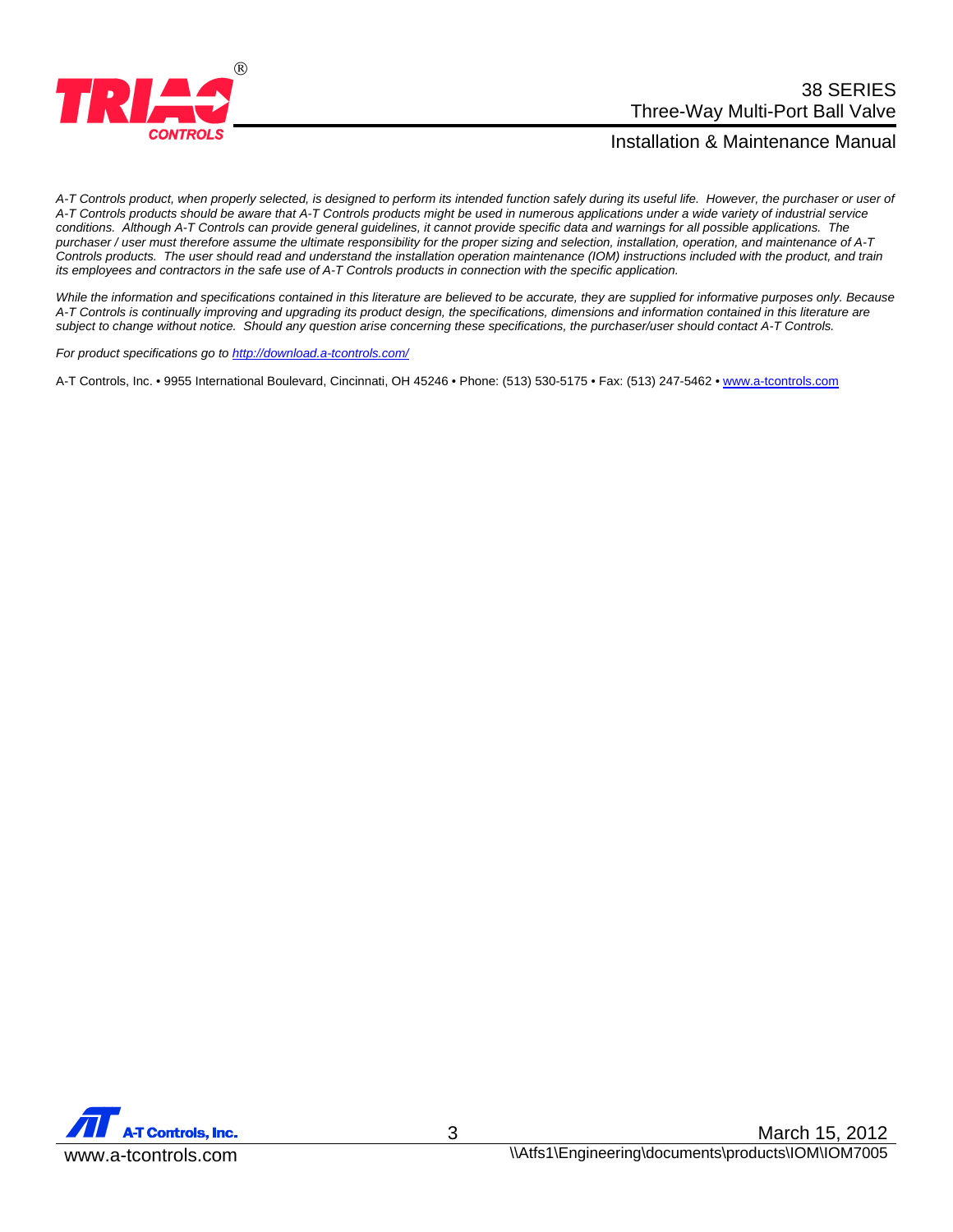*A-T Controls product, when properly selected, is designed to perform its intended function safely during its useful life. However, the purchaser or user of A-T Controls products should be aware that A-T Controls products might be used in numerous applications under a wide variety of industrial service conditions. Although A-T Controls can provide general guidelines, it cannot provide specific data and warnings for all possible applications. The purchaser / user must therefore assume the ultimate responsibility for the proper sizing and selection, installation, operation, and maintenance of A-T Controls products. The user should read and understand the installation operation maintenance (IOM) instructions included with the product, and train its employees and contractors in the safe use of A-T Controls products in connection with the specific application.*

*While the information and specifications contained in this literature are believed to be accurate, they are supplied for informative purposes only. Because A-T Controls is continually improving and upgrading its product design, the specifications, dimensions and information contained in this literature are subject to change without notice. Should any question arise concerning these specifications, the purchaser/user should contact A-T Controls.*

*For product specifications go to [http://download.a-tcontrols.com/](http://download.a-tcontrols.com/)*

A-T Controls, Inc. • 9955 International Boulevard, Cincinnati, OH 45246 • Phone: (513) 530-5175 • Fax: (513) 247-5462 • [www.a-tcontrols.com](http://www.a-tcontrols.com)